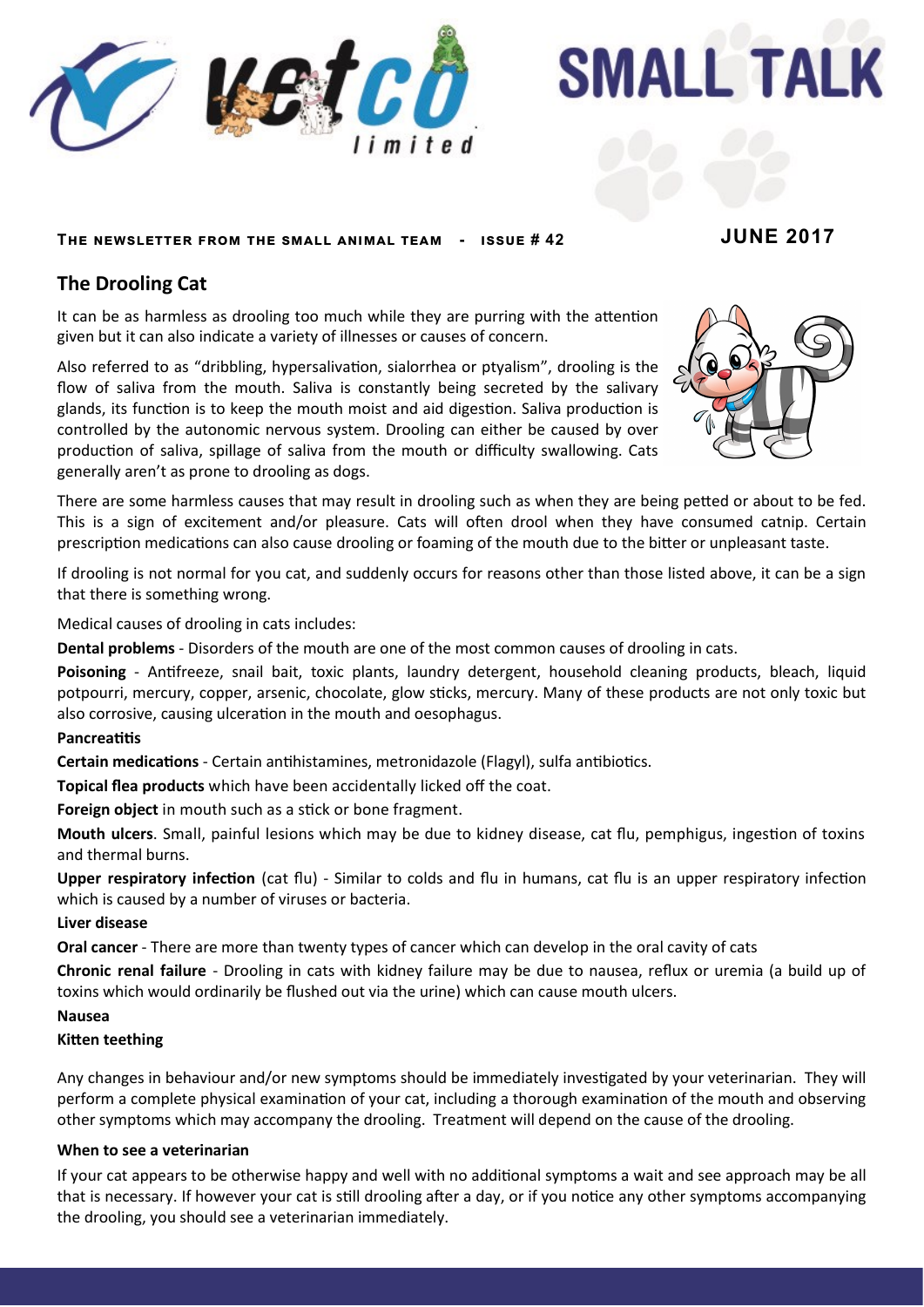# SMALL TALK

**THE NEWSLETTER FROM THE SMALL ANIMAL TEAM - ISSUE # 42**

**JUNE 2017**

## The Drooling Cat

It can be as harmless as drooling too much while they are purring with the attention given but it can also indicate a variety of illnesses or causes of concern.

Also referred to as "dribbling, hypersalivation, sialorrhea or ptyalism", drooling is the flow of saliva from the mouth. Saliva is constantly being secreted by the salivary glands, its function is to keep the mouth moist and aid digestion. Saliva production is controlled by the autonomic nervous system. Drooling can either be caused by over production of saliva, spillage of saliva from the mouth or difficulty swallowing. Cats generally aren't as prone to drooling as dogs.

There are some harmless causes that may result in drooling such as when they are being petted or about to be fed. This is a sign of excitement and/or pleasure. Cats will often drool when they have consumed catnip. Certain prescription medications can also cause drooling or foaming of the mouth due to the bitter or unpleasant taste.

If drooling is not normal for you cat, and suddenly occurs for reasons other than those listed above, it can be a sign that there is something wrong.

Medical causes of drooling in cats includes:

**Dental problems** - Disorders of the mouth are one of the most common causes of drooling in cats.

**Poisoning** - Antifreeze, snail bait, toxic plants, laundry detergent, household cleaning products, bleach, liquid potpourri, mercury, copper, arsenic, chocolate, glow sticks, mercury. Many of these products are not only toxic but also corrosive, causing ulceration in the mouth and oesophagus.

**Pancreatitis**

**Certain medications** - Certain antihistamines, metronidazole (Flagyl), sulfa antibiotics.

**Topical flea products** which have been accidentally licked off the coat.

**Foreign object** in mouth such as a stick or bone fragment.

**Mouth ulcers**. Small, painful lesions which may be due to kidney disease, cat flu, pemphigus, ingestion of toxins and thermal burns.

**Upper respiratory infection** (cat flu) - Similar to colds and flu in humans, cat flu is an upper respiratory infection which is caused by a number of viruses or bacteria.

**Liver disease**

**Oral cancer** - There are more than twenty types of cancer which can develop in the oral cavity of cats

**Chronic renal failure** - Drooling in cats with kidney failure may be due to nausea, reflux or uremia (a build up of toxins which would ordinarily be flushed out via the urine) which can cause mouth ulcers.

**Nausea**

**Kitten teething**

Any changes in behaviour and/or new symptoms should be immediately investigated by your veterinarian. They will perform a complete physical examination of your cat, including a thorough examination of the mouth and observing other symptoms which may accompany the drooling. Treatment will depend on the cause of the drooling.

### When to see a veterinarian

If your cat appears to be otherwise happy and well with no additional symptoms a wait and see approach may be all that is necessary. If however your cat is still drooling after a day, or if you notice any other symptoms accompanying the drooling, you should see a veterinarian immediately.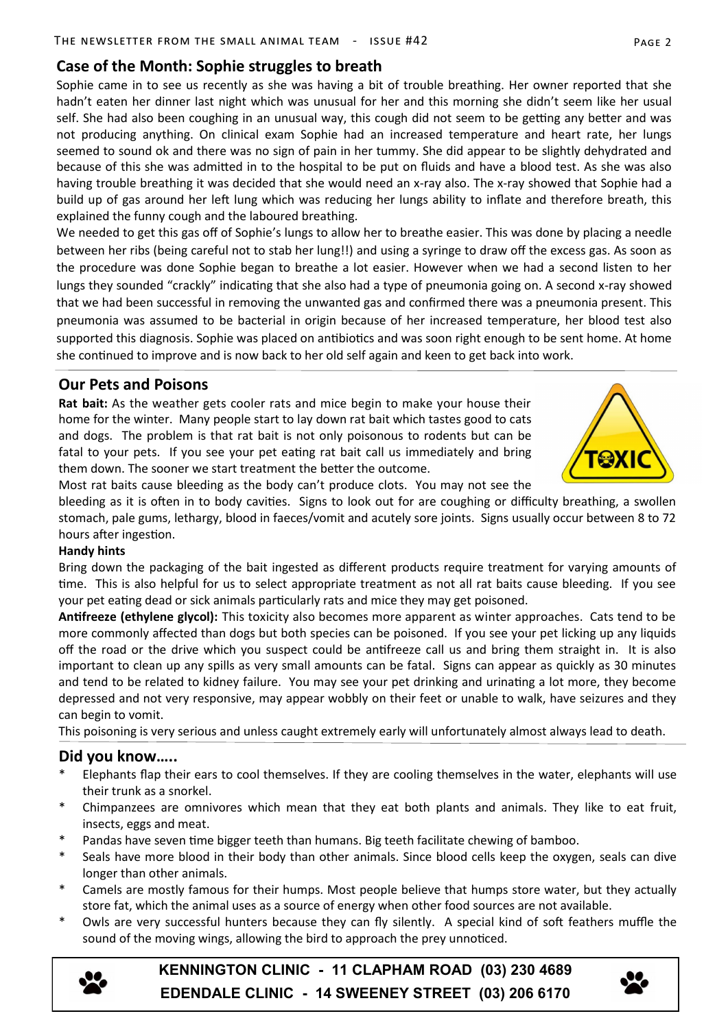## Case of the Month: Sophie struggles to breath

Sophie came in to see us recently as she was having a bit of trouble breathing. Her owner reported that she hadn't eaten her dinner last night which was unusual for her and this morning she didn't seem like her usual self. She had also been coughing in an unusual way, this cough did not seem to be getting any better and was not producing anything. On clinical exam Sophie had an increased temperature and heart rate, her lungs seemed to sound ok and there was no sign of pain in her tummy. She did appear to be slightly dehydrated and because of this she was admitted in to the hospital to be put on fluids and have a blood test. As she was also having trouble breathing it was decided that she would need an x-ray also. The x-ray showed that Sophie had a build up of gas around her left lung which was reducing her lungs ability to inflate and therefore breath, this explained the funny cough and the laboured breathing.

We needed to get this gas off of Sophie's lungs to allow her to breathe easier. This was done by placing a needle between her ribs (being careful not to stab her lung!!) and using a syringe to draw off the excess gas. As soon as the procedure was done Sophie began to breathe a lot easier. However when we had a second listen to her lungs they sounded "crackly" indicating that she also had a type of pneumonia going on. A second x-ray showed that we had been successful in removing the unwanted gas and confirmed there was a pneumonia present. This pneumonia was assumed to be bacterial in origin because of her increased temperature, her blood test also supported this diagnosis. Sophie was placed on antibiotics and was soon right enough to be sent home. At home she continued to improve and is now back to her old self again and keen to get back into work.

## Our Pets and Poisons

**Rat bait:** As the weather gets cooler rats and mice begin to make your house their home for the winter. Many people start to lay down rat bait which tastes good to cats and dogs. The problem is that rat bait is not only poisonous to rodents but can be fatal to your pets. If you see your pet eating rat bait call us immediately and bring them down. The sooner we start treatment the better the outcome.

TOXIC

Most rat baits cause bleeding as the body can't produce clots. You may not see the bleeding as it is often in to body cavities. Signs to look out for are coughing or difficulty breathing, a swollen stomach, pale gums, lethargy, blood in faeces/vomit and acutely sore joints. Signs usually occur between 8 to 72 hours after ingestion.

**Handy hints**

Bring down the packaging of the bait ingested as different products require treatment for varying amounts of time. This is also helpful for us to select appropriate treatment as not all rat baits cause bleeding. If you see your pet eating dead or sick animals particularly rats and mice they may get poisoned.

**Antifreeze (ethylene glycol):** This toxicity also becomes more apparent as winter approaches. Cats tend to be more commonly affected than dogs but both species can be poisoned. If you see your pet licking up any liquids off the road or the drive which you suspect could be antifreeze call us and bring them straight in. It is also important to clean up any spills as very small amounts can be fatal. Signs can appear as quickly as 30 minutes and tend to be related to kidney failure. You may see your pet drinking and urinating a lot more, they become depressed and not very responsive, may appear wobbly on their feet or unable to walk, have seizures and they can begin to vomit.

This poisoning is very serious and unless caught extremely early will unfortunately almost always lead to death.

## Did you know.....

* Elephants flap their ears to cool themselves. If they are cooling themselves in the water, elephants will use their trunk as a snorkel.
* Chimpanzees are omnivores which mean that they eat both plants and animals. They like to eat fruit, insects, eggs and meat.
* Pandas have seven time bigger teeth than humans. Big teeth facilitate chewing of bamboo.
* Seals have more blood in their body than other animals. Since blood cells keep the oxygen, seals can dive longer than other animals.
* Camels are mostly famous for their humps. Most people believe that humps store water, but they actually store fat, which the animal uses as a source of energy when other food sources are not available.
* Owls are very successful hunters because they can fly silently. A special kind of soft feathers muffle the sound of the moving wings, allowing the bird to approach the prey unnoticed.

**KENNINGTON CLINIC - 11 CLAPHAM ROAD (03) 230 4689**

**EDENDALE CLINIC - 14 SWEENEY STREET (03) 206 6170**